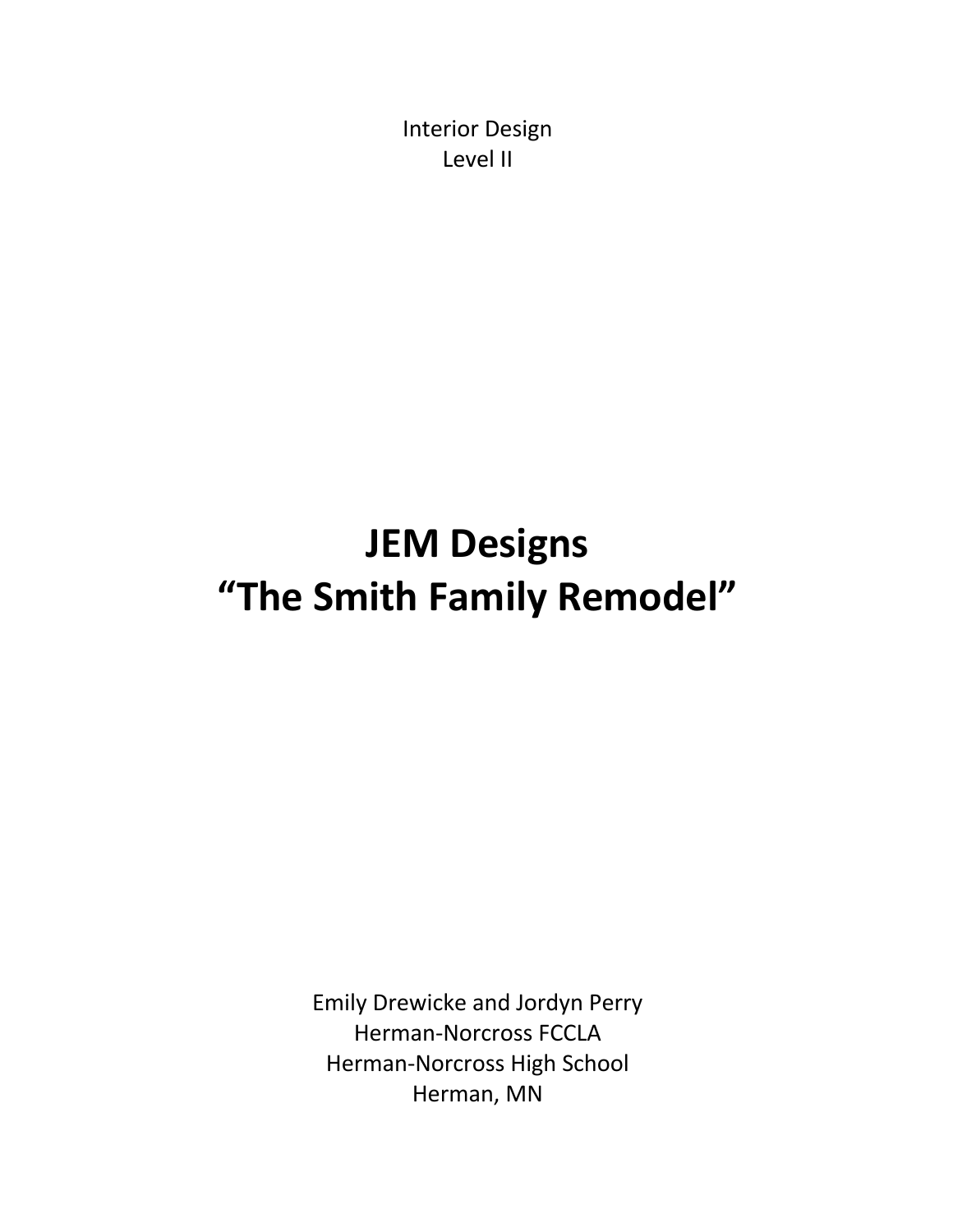Interior Design
Level II

# JEM Designs
# "The Smith Family Remodel"

Emily Drewicke and Jordyn Perry
Herman-Norcross FCCLA
Herman-Norcross High School
Herman, MN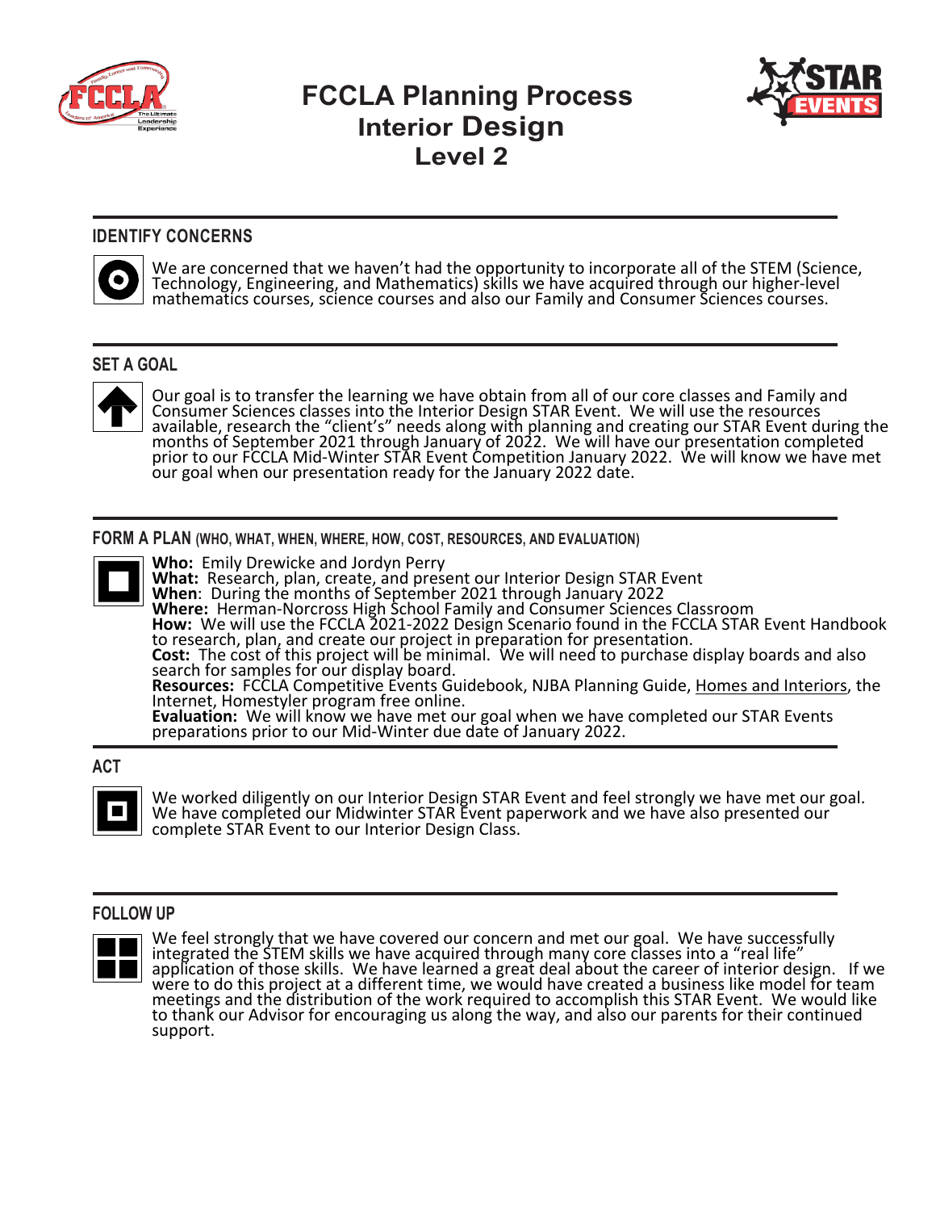# FCCLA Planning Process
## Interior Design
## Level 2

### IDENTIFY CONCERNS

We are concerned that we haven't had the opportunity to incorporate all of the STEM (Science, Technology, Engineering, and Mathematics) skills we have acquired through our higher-level mathematics courses, science courses and also our Family and Consumer Sciences courses.

### SET A GOAL

Our goal is to transfer the learning we have obtain from all of our core classes and Family and Consumer Sciences classes into the Interior Design STAR Event. We will use the resources available, research the "client's" needs along with planning and creating our STAR Event during the months of September 2021 through January of 2022. We will have our presentation completed prior to our FCCLA Mid-Winter STAR Event Competition January 2022. We will know we have met our goal when our presentation ready for the January 2022 date.

### FORM A PLAN (WHO, WHAT, WHEN, WHERE, HOW, COST, RESOURCES, AND EVALUATION)

**Who:** Emily Drewicke and Jordyn Perry
**What:** Research, plan, create, and present our Interior Design STAR Event
**When**: During the months of September 2021 through January 2022
**Where:** Herman-Norcross High School Family and Consumer Sciences Classroom
**How:** We will use the FCCLA 2021-2022 Design Scenario found in the FCCLA STAR Event Handbook to research, plan, and create our project in preparation for presentation.
**Cost:** The cost of this project will be minimal. We will need to purchase display boards and also search for samples for our display board.
**Resources:** FCCLA Competitive Events Guidebook, NJBA Planning Guide, Homes and Interiors, the Internet, Homestyler program free online.
**Evaluation:** We will know we have met our goal when we have completed our STAR Events preparations prior to our Mid-Winter due date of January 2022.

### ACT

We worked diligently on our Interior Design STAR Event and feel strongly we have met our goal. We have completed our Midwinter STAR Event paperwork and we have also presented our complete STAR Event to our Interior Design Class.

### FOLLOW UP

We feel strongly that we have covered our concern and met our goal. We have successfully integrated the STEM skills we have acquired through many core classes into a "real life" application of those skills. We have learned a great deal about the career of interior design. If we were to do this project at a different time, we would have created a business like model for team meetings and the distribution of the work required to accomplish this STAR Event. We would like to thank our Advisor for encouraging us along the way, and also our parents for their continued support.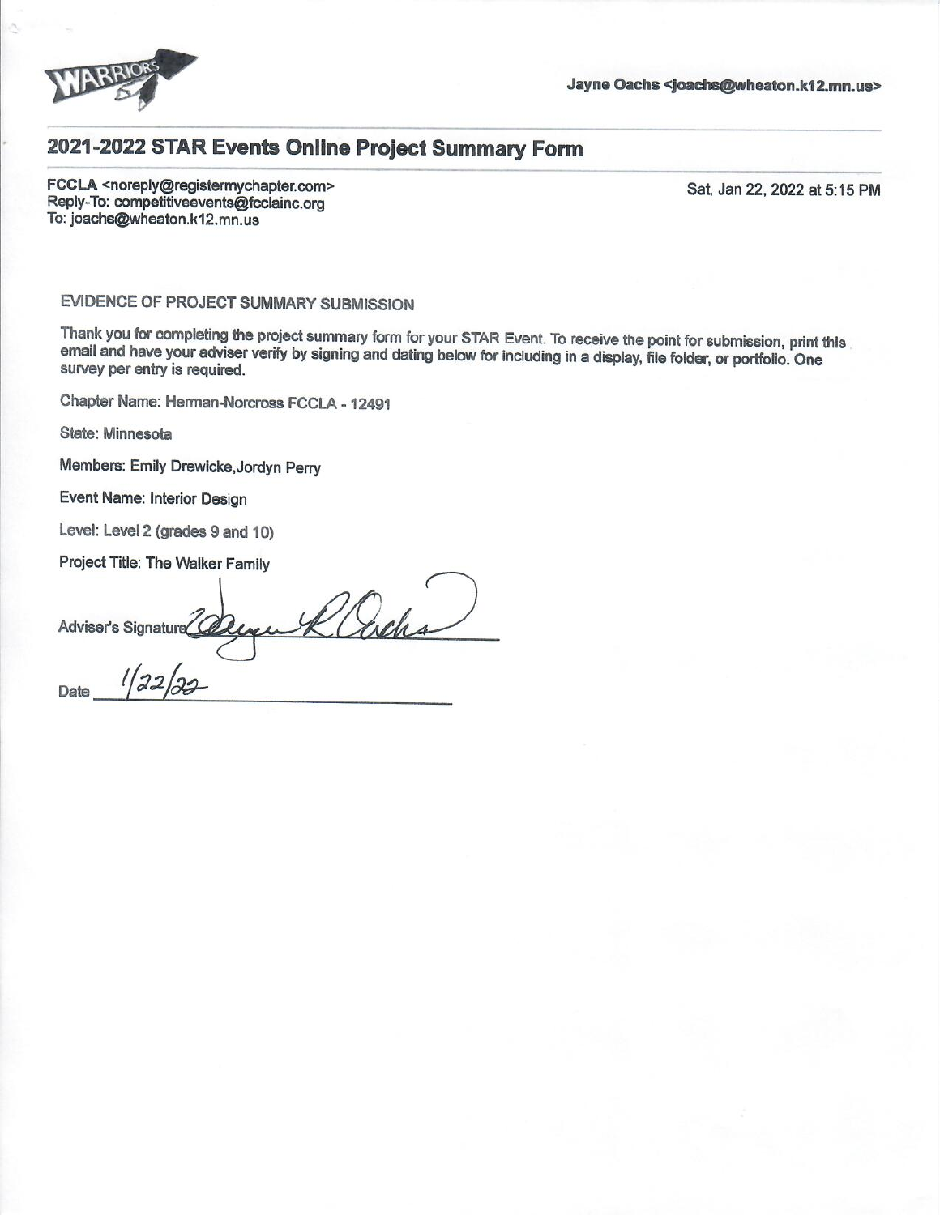Jayne Oachs <joachs@wheaton.k12.mn.us>

## 2021-2022 STAR Events Online Project Summary Form

FCCLA <noreply@registermychapter.com>
Reply-To: competitiveevents@fcclainc.org
To: joachs@wheaton.k12.mn.us

Sat, Jan 22, 2022 at 5:15 PM

EVIDENCE OF PROJECT SUMMARY SUBMISSION

Thank you for completing the project summary form for your STAR Event. To receive the point for submission, print this email and have your adviser verify by signing and dating below for including in a display, file folder, or portfolio. One survey per entry is required.

Chapter Name: Herman-Norcross FCCLA - 12491

State: Minnesota

Members: Emily Drewicke,Jordyn Perry

Event Name: Interior Design

Level: Level 2 (grades 9 and 10)

Project Title: The Walker Family

Adviser's Signature Jayne R Oachs

Date 1/22/22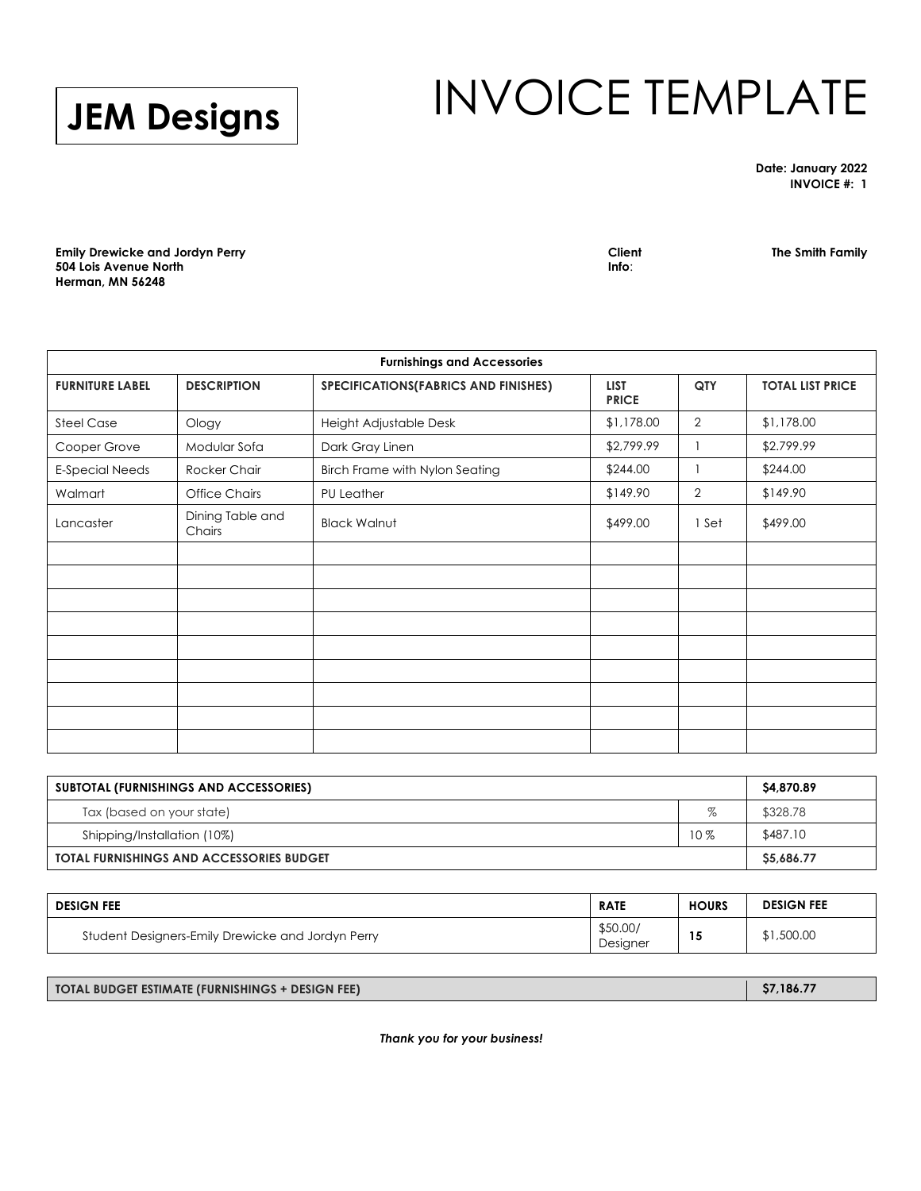# JEM Designs

# INVOICE TEMPLATE

**Date: January 2022**
**INVOICE #: 1**

**Emily Drewicke and Jordyn Perry**
**504 Lois Avenue North**
**Herman, MN 56248**

**Client Info**: **The Smith Family**

| Furnishings and Accessories | | | | | |
|---|---|---|---|---|---|
| **FURNITURE LABEL** | **DESCRIPTION** | **SPECIFICATIONS(FABRICS AND FINISHES)** | **LIST PRICE** | **QTY** | **TOTAL LIST PRICE** |
| Steel Case | Ology | Height Adjustable Desk | $1,178.00 | 2 | $1,178.00 |
| Cooper Grove | Modular Sofa | Dark Gray Linen | $2,799.99 | 1 | $2,799.99 |
| E-Special Needs | Rocker Chair | Birch Frame with Nylon Seating | $244.00 | 1 | $244.00 |
| Walmart | Office Chairs | PU Leather | $149.90 | 2 | $149.90 |
| Lancaster | Dining Table and Chairs | Black Walnut | $499.00 | 1 Set | $499.00 |
| | | | | | |
| | | | | | |
| | | | | | |
| | | | | | |
| | | | | | |
| | | | | | |
| | | | | | |
| | | | | | |
| | | | | | |

| | | |
|---|---|---|
| **SUBTOTAL (FURNISHINGS AND ACCESSORIES)** | | **$4,870.89** |
| Tax (based on your state) | % | $328.78 |
| Shipping/Installation (10%) | 10 % | $487.10 |
| **TOTAL FURNISHINGS AND ACCESSORIES BUDGET** | | **$5,686.77** |

| **DESIGN FEE** | **RATE** | **HOURS** | **DESIGN FEE** |
|---|---|---|---|
| Student Designers-Emily Drewicke and Jordyn Perry | $50.00/ Designer | **15** | $1,500.00 |

| | |
|---|---|
| **TOTAL BUDGET ESTIMATE (FURNISHINGS + DESIGN FEE)** | **$7,186.77** |

***Thank you for your business!***